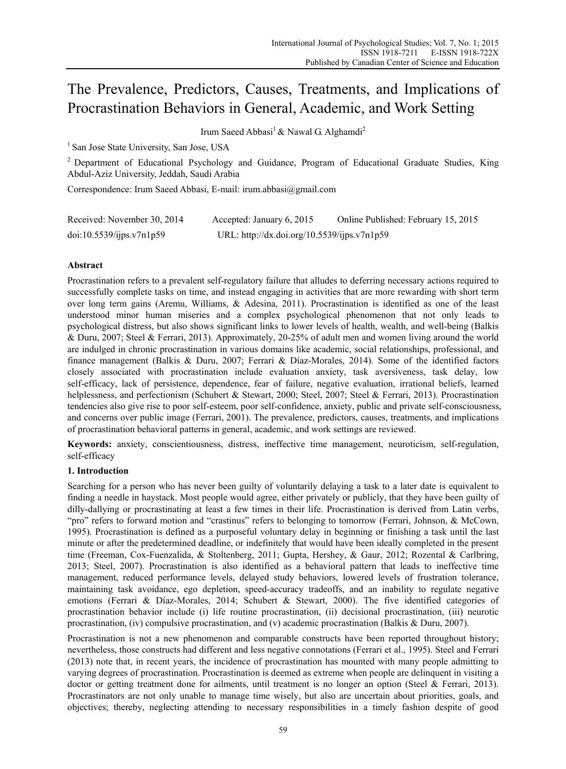# The Prevalence, Predictors, Causes, Treatments, and Implications of Procrastination Behaviors in General, Academic, and Work Setting

Irum Saeed Abbasi[1] & Nawal G. Alghamdi[2]

[1] San Jose State University, San Jose, USA

[2] Department of Educational Psychology and Guidance, Program of Educational Graduate Studies, King Abdul-Aziz University, Jeddah, Saudi Arabia

Correspondence: Irum Saeed Abbasi, E-mail: irum.abbasi@gmail.com

Received: November 30, 2014 Accepted: January 6, 2015 Online Published: February 15, 2015

doi:10.5539/ijps.v7n1p59 URL: http://dx.doi.org/10.5539/ijps.v7n1p59

## Abstract

Procrastination refers to a prevalent self-regulatory failure that alludes to deferring necessary actions required to successfully complete tasks on time, and instead engaging in activities that are more rewarding with short term over long term gains (Aremu, Williams, & Adesina, 2011). Procrastination is identified as one of the least understood minor human miseries and a complex psychological phenomenon that not only leads to psychological distress, but also shows significant links to lower levels of health, wealth, and well-being (Balkis & Duru, 2007; Steel & Ferrari, 2013). Approximately, 20-25% of adult men and women living around the world are indulged in chronic procrastination in various domains like academic, social relationships, professional, and finance management (Balkis & Duru, 2007; Ferrari & Díaz-Morales, 2014). Some of the identified factors closely associated with procrastination include evaluation anxiety, task aversiveness, task delay, low self-efficacy, lack of persistence, dependence, fear of failure, negative evaluation, irrational beliefs, learned helplessness, and perfectionism (Schubert & Stewart, 2000; Steel, 2007; Steel & Ferrari, 2013). Procrastination tendencies also give rise to poor self-esteem, poor self-confidence, anxiety, public and private self-consciousness, and concerns over public image (Ferrari, 2001). The prevalence, predictors, causes, treatments, and implications of procrastination behavioral patterns in general, academic, and work settings are reviewed.

**Keywords:** anxiety, conscientiousness, distress, ineffective time management, neuroticism, self-regulation, self-efficacy

## 1. Introduction

Searching for a person who has never been guilty of voluntarily delaying a task to a later date is equivalent to finding a needle in haystack. Most people would agree, either privately or publicly, that they have been guilty of dilly-dallying or procrastinating at least a few times in their life. Procrastination is derived from Latin verbs, "pro" refers to forward motion and "crastinus" refers to belonging to tomorrow (Ferrari, Johnson, & McCown, 1995). Procrastination is defined as a purposeful voluntary delay in beginning or finishing a task until the last minute or after the predetermined deadline, or indefinitely that would have been ideally completed in the present time (Freeman, Cox-Fuenzalida, & Stoltenberg, 2011; Gupta, Hershey, & Gaur, 2012; Rozental & Carlbring, 2013; Steel, 2007). Procrastination is also identified as a behavioral pattern that leads to ineffective time management, reduced performance levels, delayed study behaviors, lowered levels of frustration tolerance, maintaining task avoidance, ego depletion, speed-accuracy tradeoffs, and an inability to regulate negative emotions (Ferrari & Díaz-Morales, 2014; Schubert & Stewart, 2000). The five identified categories of procrastination behavior include (i) life routine procrastination, (ii) decisional procrastination, (iii) neurotic procrastination, (iv) compulsive procrastination, and (v) academic procrastination (Balkis & Duru, 2007).

Procrastination is not a new phenomenon and comparable constructs have been reported throughout history; nevertheless, those constructs had different and less negative connotations (Ferrari et al., 1995). Steel and Ferrari (2013) note that, in recent years, the incidence of procrastination has mounted with many people admitting to varying degrees of procrastination. Procrastination is deemed as extreme when people are delinquent in visiting a doctor or getting treatment done for ailments, until treatment is no longer an option (Steel & Ferrari, 2013). Procrastinators are not only unable to manage time wisely, but also are uncertain about priorities, goals, and objectives; thereby, neglecting attending to necessary responsibilities in a timely fashion despite of good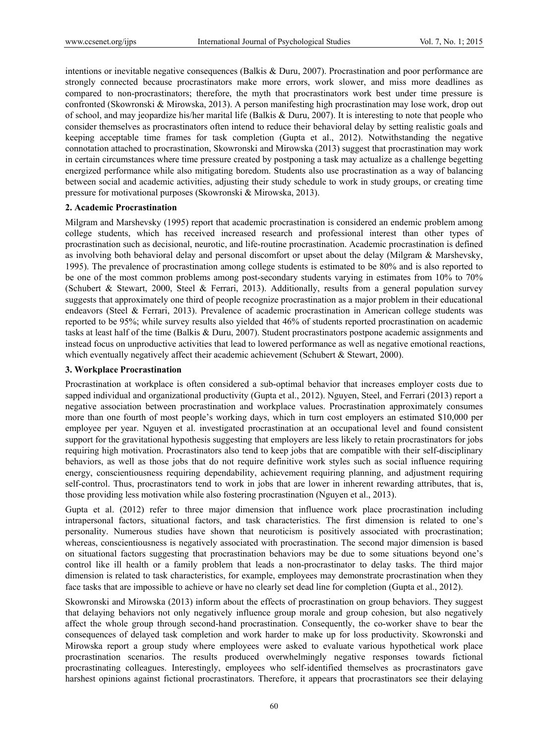intentions or inevitable negative consequences (Balkis & Duru, 2007). Procrastination and poor performance are strongly connected because procrastinators make more errors, work slower, and miss more deadlines as compared to non-procrastinators; therefore, the myth that procrastinators work best under time pressure is confronted (Skowronski & Mirowska, 2013). A person manifesting high procrastination may lose work, drop out of school, and may jeopardize his/her marital life (Balkis & Duru, 2007). It is interesting to note that people who consider themselves as procrastinators often intend to reduce their behavioral delay by setting realistic goals and keeping acceptable time frames for task completion (Gupta et al., 2012). Notwithstanding the negative connotation attached to procrastination, Skowronski and Mirowska (2013) suggest that procrastination may work in certain circumstances where time pressure created by postponing a task may actualize as a challenge begetting energized performance while also mitigating boredom. Students also use procrastination as a way of balancing between social and academic activities, adjusting their study schedule to work in study groups, or creating time pressure for motivational purposes (Skowronski & Mirowska, 2013).

## 2. Academic Procrastination

Milgram and Marshevsky (1995) report that academic procrastination is considered an endemic problem among college students, which has received increased research and professional interest than other types of procrastination such as decisional, neurotic, and life-routine procrastination. Academic procrastination is defined as involving both behavioral delay and personal discomfort or upset about the delay (Milgram & Marshevsky, 1995). The prevalence of procrastination among college students is estimated to be 80% and is also reported to be one of the most common problems among post-secondary students varying in estimates from 10% to 70% (Schubert & Stewart, 2000, Steel & Ferrari, 2013). Additionally, results from a general population survey suggests that approximately one third of people recognize procrastination as a major problem in their educational endeavors (Steel & Ferrari, 2013). Prevalence of academic procrastination in American college students was reported to be 95%; while survey results also yielded that 46% of students reported procrastination on academic tasks at least half of the time (Balkis & Duru, 2007). Student procrastinators postpone academic assignments and instead focus on unproductive activities that lead to lowered performance as well as negative emotional reactions, which eventually negatively affect their academic achievement (Schubert & Stewart, 2000).

## 3. Workplace Procrastination

Procrastination at workplace is often considered a sub-optimal behavior that increases employer costs due to sapped individual and organizational productivity (Gupta et al., 2012). Nguyen, Steel, and Ferrari (2013) report a negative association between procrastination and workplace values. Procrastination approximately consumes more than one fourth of most people's working days, which in turn cost employers an estimated $10,000 per employee per year. Nguyen et al. investigated procrastination at an occupational level and found consistent support for the gravitational hypothesis suggesting that employers are less likely to retain procrastinators for jobs requiring high motivation. Procrastinators also tend to keep jobs that are compatible with their self-disciplinary behaviors, as well as those jobs that do not require definitive work styles such as social influence requiring energy, conscientiousness requiring dependability, achievement requiring planning, and adjustment requiring self-control. Thus, procrastinators tend to work in jobs that are lower in inherent rewarding attributes, that is, those providing less motivation while also fostering procrastination (Nguyen et al., 2013).

Gupta et al. (2012) refer to three major dimension that influence work place procrastination including intrapersonal factors, situational factors, and task characteristics. The first dimension is related to one's personality. Numerous studies have shown that neuroticism is positively associated with procrastination; whereas, conscientiousness is negatively associated with procrastination. The second major dimension is based on situational factors suggesting that procrastination behaviors may be due to some situations beyond one's control like ill health or a family problem that leads a non-procrastinator to delay tasks. The third major dimension is related to task characteristics, for example, employees may demonstrate procrastination when they face tasks that are impossible to achieve or have no clearly set dead line for completion (Gupta et al., 2012).

Skowronski and Mirowska (2013) inform about the effects of procrastination on group behaviors. They suggest that delaying behaviors not only negatively influence group morale and group cohesion, but also negatively affect the whole group through second-hand procrastination. Consequently, the co-worker shave to bear the consequences of delayed task completion and work harder to make up for loss productivity. Skowronski and Mirowska report a group study where employees were asked to evaluate various hypothetical work place procrastination scenarios. The results produced overwhelmingly negative responses towards fictional procrastinating colleagues. Interestingly, employees who self-identified themselves as procrastinators gave harshest opinions against fictional procrastinators. Therefore, it appears that procrastinators see their delaying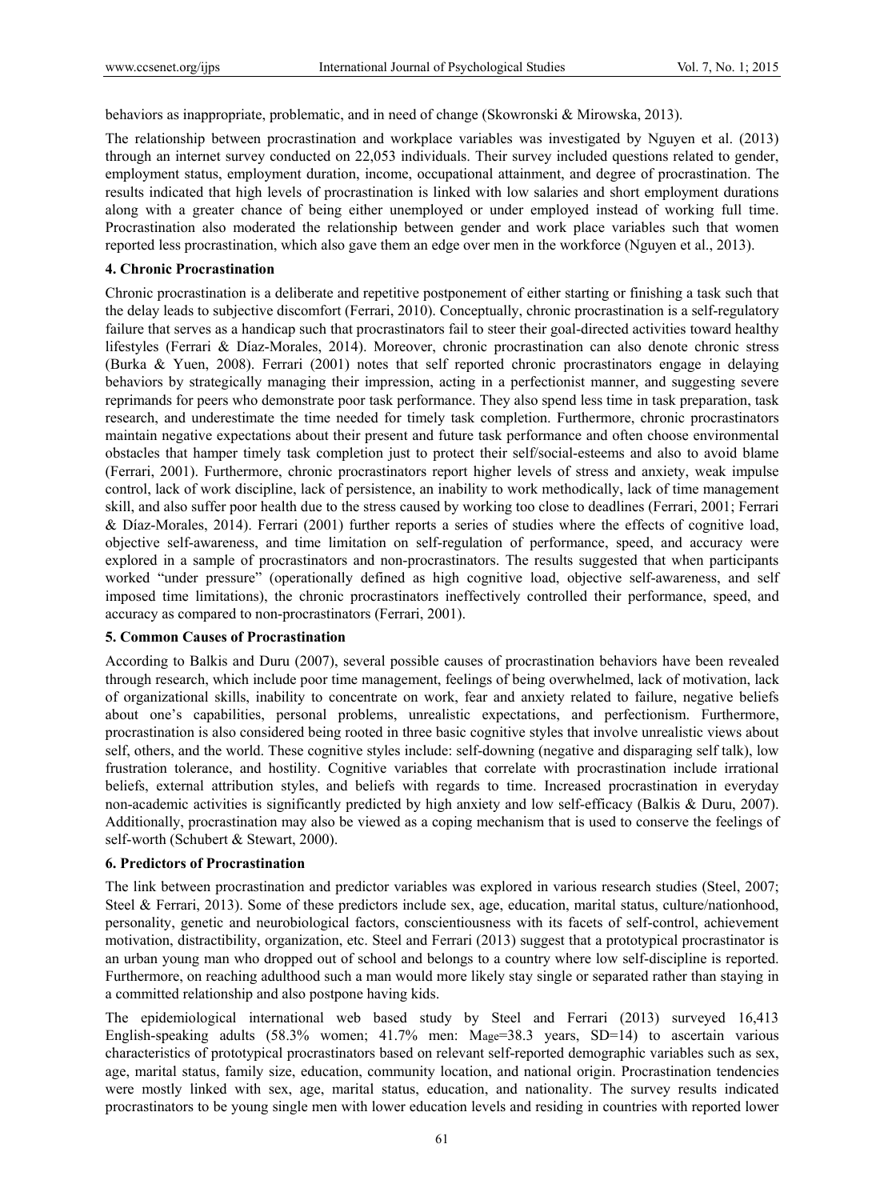behaviors as inappropriate, problematic, and in need of change (Skowronski & Mirowska, 2013).

The relationship between procrastination and workplace variables was investigated by Nguyen et al. (2013) through an internet survey conducted on 22,053 individuals. Their survey included questions related to gender, employment status, employment duration, income, occupational attainment, and degree of procrastination. The results indicated that high levels of procrastination is linked with low salaries and short employment durations along with a greater chance of being either unemployed or under employed instead of working full time. Procrastination also moderated the relationship between gender and work place variables such that women reported less procrastination, which also gave them an edge over men in the workforce (Nguyen et al., 2013).

## 4. Chronic Procrastination

Chronic procrastination is a deliberate and repetitive postponement of either starting or finishing a task such that the delay leads to subjective discomfort (Ferrari, 2010). Conceptually, chronic procrastination is a self-regulatory failure that serves as a handicap such that procrastinators fail to steer their goal-directed activities toward healthy lifestyles (Ferrari & Díaz-Morales, 2014). Moreover, chronic procrastination can also denote chronic stress (Burka & Yuen, 2008). Ferrari (2001) notes that self reported chronic procrastinators engage in delaying behaviors by strategically managing their impression, acting in a perfectionist manner, and suggesting severe reprimands for peers who demonstrate poor task performance. They also spend less time in task preparation, task research, and underestimate the time needed for timely task completion. Furthermore, chronic procrastinators maintain negative expectations about their present and future task performance and often choose environmental obstacles that hamper timely task completion just to protect their self/social-esteems and also to avoid blame (Ferrari, 2001). Furthermore, chronic procrastinators report higher levels of stress and anxiety, weak impulse control, lack of work discipline, lack of persistence, an inability to work methodically, lack of time management skill, and also suffer poor health due to the stress caused by working too close to deadlines (Ferrari, 2001; Ferrari & Díaz-Morales, 2014). Ferrari (2001) further reports a series of studies where the effects of cognitive load, objective self-awareness, and time limitation on self-regulation of performance, speed, and accuracy were explored in a sample of procrastinators and non-procrastinators. The results suggested that when participants worked "under pressure" (operationally defined as high cognitive load, objective self-awareness, and self imposed time limitations), the chronic procrastinators ineffectively controlled their performance, speed, and accuracy as compared to non-procrastinators (Ferrari, 2001).

## 5. Common Causes of Procrastination

According to Balkis and Duru (2007), several possible causes of procrastination behaviors have been revealed through research, which include poor time management, feelings of being overwhelmed, lack of motivation, lack of organizational skills, inability to concentrate on work, fear and anxiety related to failure, negative beliefs about one's capabilities, personal problems, unrealistic expectations, and perfectionism. Furthermore, procrastination is also considered being rooted in three basic cognitive styles that involve unrealistic views about self, others, and the world. These cognitive styles include: self-downing (negative and disparaging self talk), low frustration tolerance, and hostility. Cognitive variables that correlate with procrastination include irrational beliefs, external attribution styles, and beliefs with regards to time. Increased procrastination in everyday non-academic activities is significantly predicted by high anxiety and low self-efficacy (Balkis & Duru, 2007). Additionally, procrastination may also be viewed as a coping mechanism that is used to conserve the feelings of self-worth (Schubert & Stewart, 2000).

## 6. Predictors of Procrastination

The link between procrastination and predictor variables was explored in various research studies (Steel, 2007; Steel & Ferrari, 2013). Some of these predictors include sex, age, education, marital status, culture/nationhood, personality, genetic and neurobiological factors, conscientiousness with its facets of self-control, achievement motivation, distractibility, organization, etc. Steel and Ferrari (2013) suggest that a prototypical procrastinator is an urban young man who dropped out of school and belongs to a country where low self-discipline is reported. Furthermore, on reaching adulthood such a man would more likely stay single or separated rather than staying in a committed relationship and also postpone having kids.

The epidemiological international web based study by Steel and Ferrari (2013) surveyed 16,413 English-speaking adults (58.3% women; 41.7% men: $M_{age}$=38.3 years, SD=14) to ascertain various characteristics of prototypical procrastinators based on relevant self-reported demographic variables such as sex, age, marital status, family size, education, community location, and national origin. Procrastination tendencies were mostly linked with sex, age, marital status, education, and nationality. The survey results indicated procrastinators to be young single men with lower education levels and residing in countries with reported lower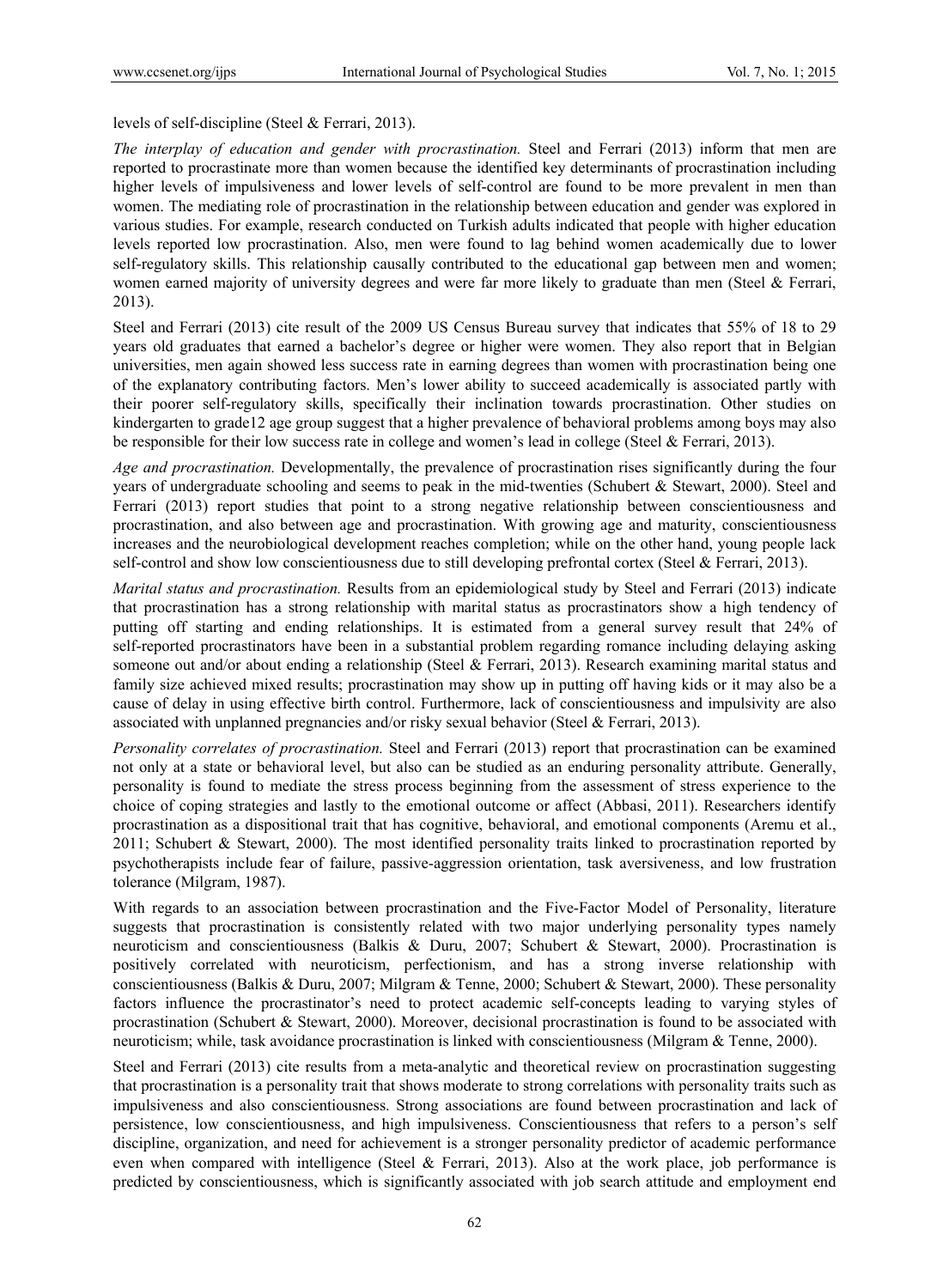levels of self-discipline (Steel & Ferrari, 2013).

*The interplay of education and gender with procrastination.* Steel and Ferrari (2013) inform that men are reported to procrastinate more than women because the identified key determinants of procrastination including higher levels of impulsiveness and lower levels of self-control are found to be more prevalent in men than women. The mediating role of procrastination in the relationship between education and gender was explored in various studies. For example, research conducted on Turkish adults indicated that people with higher education levels reported low procrastination. Also, men were found to lag behind women academically due to lower self-regulatory skills. This relationship causally contributed to the educational gap between men and women; women earned majority of university degrees and were far more likely to graduate than men (Steel & Ferrari, 2013).

Steel and Ferrari (2013) cite result of the 2009 US Census Bureau survey that indicates that 55% of 18 to 29 years old graduates that earned a bachelor's degree or higher were women. They also report that in Belgian universities, men again showed less success rate in earning degrees than women with procrastination being one of the explanatory contributing factors. Men's lower ability to succeed academically is associated partly with their poorer self-regulatory skills, specifically their inclination towards procrastination. Other studies on kindergarten to grade12 age group suggest that a higher prevalence of behavioral problems among boys may also be responsible for their low success rate in college and women's lead in college (Steel & Ferrari, 2013).

*Age and procrastination.* Developmentally, the prevalence of procrastination rises significantly during the four years of undergraduate schooling and seems to peak in the mid-twenties (Schubert & Stewart, 2000). Steel and Ferrari (2013) report studies that point to a strong negative relationship between conscientiousness and procrastination, and also between age and procrastination. With growing age and maturity, conscientiousness increases and the neurobiological development reaches completion; while on the other hand, young people lack self-control and show low conscientiousness due to still developing prefrontal cortex (Steel & Ferrari, 2013).

*Marital status and procrastination.* Results from an epidemiological study by Steel and Ferrari (2013) indicate that procrastination has a strong relationship with marital status as procrastinators show a high tendency of putting off starting and ending relationships. It is estimated from a general survey result that 24% of self-reported procrastinators have been in a substantial problem regarding romance including delaying asking someone out and/or about ending a relationship (Steel & Ferrari, 2013). Research examining marital status and family size achieved mixed results; procrastination may show up in putting off having kids or it may also be a cause of delay in using effective birth control. Furthermore, lack of conscientiousness and impulsivity are also associated with unplanned pregnancies and/or risky sexual behavior (Steel & Ferrari, 2013).

*Personality correlates of procrastination.* Steel and Ferrari (2013) report that procrastination can be examined not only at a state or behavioral level, but also can be studied as an enduring personality attribute. Generally, personality is found to mediate the stress process beginning from the assessment of stress experience to the choice of coping strategies and lastly to the emotional outcome or affect (Abbasi, 2011). Researchers identify procrastination as a dispositional trait that has cognitive, behavioral, and emotional components (Aremu et al., 2011; Schubert & Stewart, 2000). The most identified personality traits linked to procrastination reported by psychotherapists include fear of failure, passive-aggression orientation, task aversiveness, and low frustration tolerance (Milgram, 1987).

With regards to an association between procrastination and the Five-Factor Model of Personality, literature suggests that procrastination is consistently related with two major underlying personality types namely neuroticism and conscientiousness (Balkis & Duru, 2007; Schubert & Stewart, 2000). Procrastination is positively correlated with neuroticism, perfectionism, and has a strong inverse relationship with conscientiousness (Balkis & Duru, 2007; Milgram & Tenne, 2000; Schubert & Stewart, 2000). These personality factors influence the procrastinator's need to protect academic self-concepts leading to varying styles of procrastination (Schubert & Stewart, 2000). Moreover, decisional procrastination is found to be associated with neuroticism; while, task avoidance procrastination is linked with conscientiousness (Milgram & Tenne, 2000).

Steel and Ferrari (2013) cite results from a meta-analytic and theoretical review on procrastination suggesting that procrastination is a personality trait that shows moderate to strong correlations with personality traits such as impulsiveness and also conscientiousness. Strong associations are found between procrastination and lack of persistence, low conscientiousness, and high impulsiveness. Conscientiousness that refers to a person's self discipline, organization, and need for achievement is a stronger personality predictor of academic performance even when compared with intelligence (Steel & Ferrari, 2013). Also at the work place, job performance is predicted by conscientiousness, which is significantly associated with job search attitude and employment end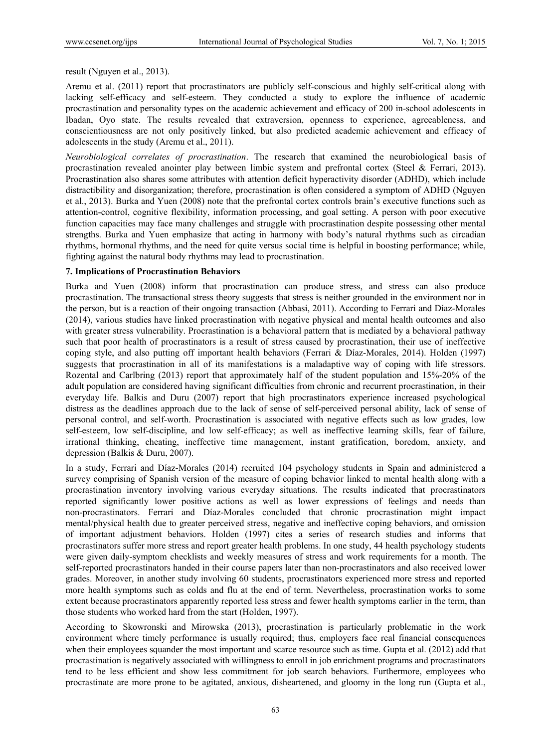result (Nguyen et al., 2013).

Aremu et al. (2011) report that procrastinators are publicly self-conscious and highly self-critical along with lacking self-efficacy and self-esteem. They conducted a study to explore the influence of academic procrastination and personality types on the academic achievement and efficacy of 200 in-school adolescents in Ibadan, Oyo state. The results revealed that extraversion, openness to experience, agreeableness, and conscientiousness are not only positively linked, but also predicted academic achievement and efficacy of adolescents in the study (Aremu et al., 2011).

*Neurobiological correlates of procrastination*. The research that examined the neurobiological basis of procrastination revealed anointer play between limbic system and prefrontal cortex (Steel & Ferrari, 2013). Procrastination also shares some attributes with attention deficit hyperactivity disorder (ADHD), which include distractibility and disorganization; therefore, procrastination is often considered a symptom of ADHD (Nguyen et al., 2013). Burka and Yuen (2008) note that the prefrontal cortex controls brain's executive functions such as attention-control, cognitive flexibility, information processing, and goal setting. A person with poor executive function capacities may face many challenges and struggle with procrastination despite possessing other mental strengths. Burka and Yuen emphasize that acting in harmony with body's natural rhythms such as circadian rhythms, hormonal rhythms, and the need for quite versus social time is helpful in boosting performance; while, fighting against the natural body rhythms may lead to procrastination.

## 7. Implications of Procrastination Behaviors

Burka and Yuen (2008) inform that procrastination can produce stress, and stress can also produce procrastination. The transactional stress theory suggests that stress is neither grounded in the environment nor in the person, but is a reaction of their ongoing transaction (Abbasi, 2011). According to Ferrari and Díaz-Morales (2014), various studies have linked procrastination with negative physical and mental health outcomes and also with greater stress vulnerability. Procrastination is a behavioral pattern that is mediated by a behavioral pathway such that poor health of procrastinators is a result of stress caused by procrastination, their use of ineffective coping style, and also putting off important health behaviors (Ferrari & Díaz-Morales, 2014). Holden (1997) suggests that procrastination in all of its manifestations is a maladaptive way of coping with life stressors. Rozental and Carlbring (2013) report that approximately half of the student population and 15%-20% of the adult population are considered having significant difficulties from chronic and recurrent procrastination, in their everyday life. Balkis and Duru (2007) report that high procrastinators experience increased psychological distress as the deadlines approach due to the lack of sense of self-perceived personal ability, lack of sense of personal control, and self-worth. Procrastination is associated with negative effects such as low grades, low self-esteem, low self-discipline, and low self-efficacy; as well as ineffective learning skills, fear of failure, irrational thinking, cheating, ineffective time management, instant gratification, boredom, anxiety, and depression (Balkis & Duru, 2007).

In a study, Ferrari and Díaz-Morales (2014) recruited 104 psychology students in Spain and administered a survey comprising of Spanish version of the measure of coping behavior linked to mental health along with a procrastination inventory involving various everyday situations. The results indicated that procrastinators reported significantly lower positive actions as well as lower expressions of feelings and needs than non-procrastinators. Ferrari and Díaz-Morales concluded that chronic procrastination might impact mental/physical health due to greater perceived stress, negative and ineffective coping behaviors, and omission of important adjustment behaviors. Holden (1997) cites a series of research studies and informs that procrastinators suffer more stress and report greater health problems. In one study, 44 health psychology students were given daily-symptom checklists and weekly measures of stress and work requirements for a month. The self-reported procrastinators handed in their course papers later than non-procrastinators and also received lower grades. Moreover, in another study involving 60 students, procrastinators experienced more stress and reported more health symptoms such as colds and flu at the end of term. Nevertheless, procrastination works to some extent because procrastinators apparently reported less stress and fewer health symptoms earlier in the term, than those students who worked hard from the start (Holden, 1997).

According to Skowronski and Mirowska (2013), procrastination is particularly problematic in the work environment where timely performance is usually required; thus, employers face real financial consequences when their employees squander the most important and scarce resource such as time. Gupta et al. (2012) add that procrastination is negatively associated with willingness to enroll in job enrichment programs and procrastinators tend to be less efficient and show less commitment for job search behaviors. Furthermore, employees who procrastinate are more prone to be agitated, anxious, disheartened, and gloomy in the long run (Gupta et al.,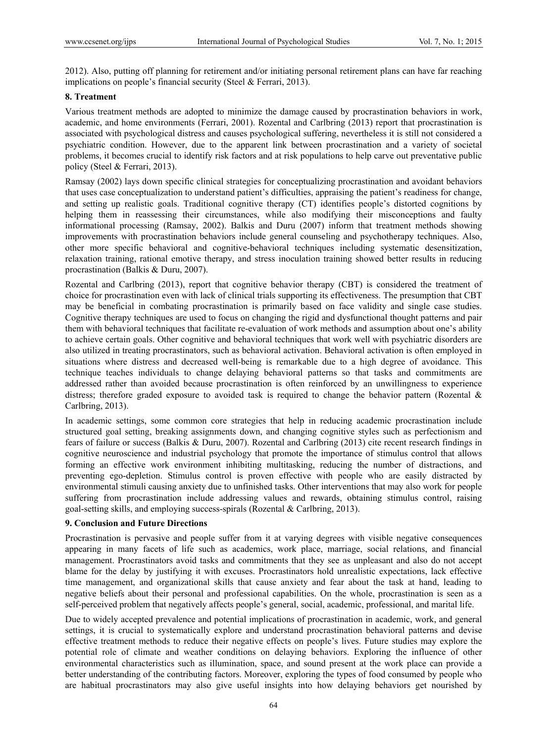2012). Also, putting off planning for retirement and/or initiating personal retirement plans can have far reaching implications on people's financial security (Steel & Ferrari, 2013).

## 8. Treatment

Various treatment methods are adopted to minimize the damage caused by procrastination behaviors in work, academic, and home environments (Ferrari, 2001). Rozental and Carlbring (2013) report that procrastination is associated with psychological distress and causes psychological suffering, nevertheless it is still not considered a psychiatric condition. However, due to the apparent link between procrastination and a variety of societal problems, it becomes crucial to identify risk factors and at risk populations to help carve out preventative public policy (Steel & Ferrari, 2013).

Ramsay (2002) lays down specific clinical strategies for conceptualizing procrastination and avoidant behaviors that uses case conceptualization to understand patient's difficulties, appraising the patient's readiness for change, and setting up realistic goals. Traditional cognitive therapy (CT) identifies people's distorted cognitions by helping them in reassessing their circumstances, while also modifying their misconceptions and faulty informational processing (Ramsay, 2002). Balkis and Duru (2007) inform that treatment methods showing improvements with procrastination behaviors include general counseling and psychotherapy techniques. Also, other more specific behavioral and cognitive-behavioral techniques including systematic desensitization, relaxation training, rational emotive therapy, and stress inoculation training showed better results in reducing procrastination (Balkis & Duru, 2007).

Rozental and Carlbring (2013), report that cognitive behavior therapy (CBT) is considered the treatment of choice for procrastination even with lack of clinical trials supporting its effectiveness. The presumption that CBT may be beneficial in combating procrastination is primarily based on face validity and single case studies. Cognitive therapy techniques are used to focus on changing the rigid and dysfunctional thought patterns and pair them with behavioral techniques that facilitate re-evaluation of work methods and assumption about one's ability to achieve certain goals. Other cognitive and behavioral techniques that work well with psychiatric disorders are also utilized in treating procrastinators, such as behavioral activation. Behavioral activation is often employed in situations where distress and decreased well-being is remarkable due to a high degree of avoidance. This technique teaches individuals to change delaying behavioral patterns so that tasks and commitments are addressed rather than avoided because procrastination is often reinforced by an unwillingness to experience distress; therefore graded exposure to avoided task is required to change the behavior pattern (Rozental & Carlbring, 2013).

In academic settings, some common core strategies that help in reducing academic procrastination include structured goal setting, breaking assignments down, and changing cognitive styles such as perfectionism and fears of failure or success (Balkis & Duru, 2007). Rozental and Carlbring (2013) cite recent research findings in cognitive neuroscience and industrial psychology that promote the importance of stimulus control that allows forming an effective work environment inhibiting multitasking, reducing the number of distractions, and preventing ego-depletion. Stimulus control is proven effective with people who are easily distracted by environmental stimuli causing anxiety due to unfinished tasks. Other interventions that may also work for people suffering from procrastination include addressing values and rewards, obtaining stimulus control, raising goal-setting skills, and employing success-spirals (Rozental & Carlbring, 2013).

## 9. Conclusion and Future Directions

Procrastination is pervasive and people suffer from it at varying degrees with visible negative consequences appearing in many facets of life such as academics, work place, marriage, social relations, and financial management. Procrastinators avoid tasks and commitments that they see as unpleasant and also do not accept blame for the delay by justifying it with excuses. Procrastinators hold unrealistic expectations, lack effective time management, and organizational skills that cause anxiety and fear about the task at hand, leading to negative beliefs about their personal and professional capabilities. On the whole, procrastination is seen as a self-perceived problem that negatively affects people's general, social, academic, professional, and marital life.

Due to widely accepted prevalence and potential implications of procrastination in academic, work, and general settings, it is crucial to systematically explore and understand procrastination behavioral patterns and devise effective treatment methods to reduce their negative effects on people's lives. Future studies may explore the potential role of climate and weather conditions on delaying behaviors. Exploring the influence of other environmental characteristics such as illumination, space, and sound present at the work place can provide a better understanding of the contributing factors. Moreover, exploring the types of food consumed by people who are habitual procrastinators may also give useful insights into how delaying behaviors get nourished by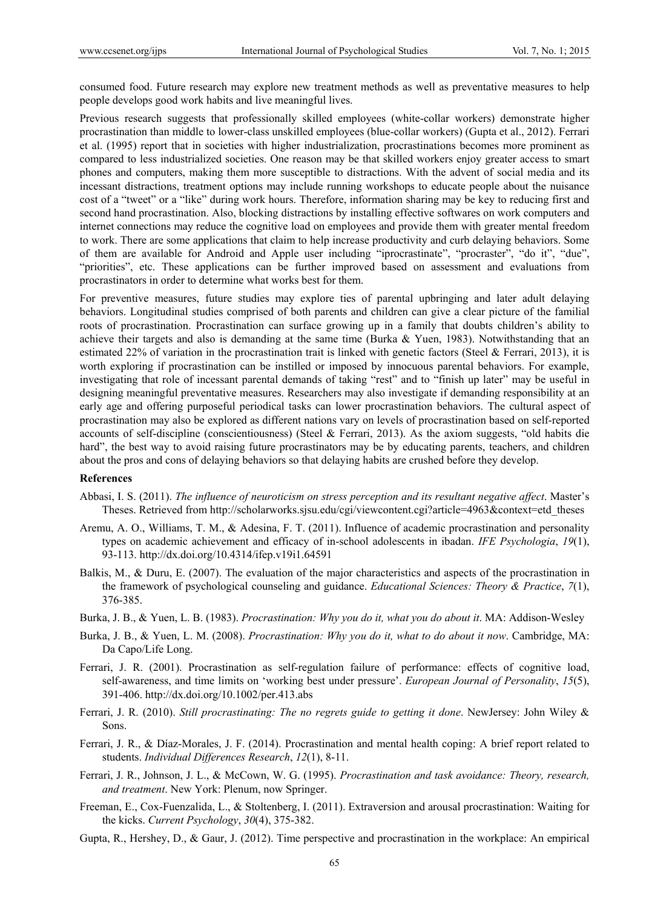consumed food. Future research may explore new treatment methods as well as preventative measures to help people develops good work habits and live meaningful lives.

Previous research suggests that professionally skilled employees (white-collar workers) demonstrate higher procrastination than middle to lower-class unskilled employees (blue-collar workers) (Gupta et al., 2012). Ferrari et al. (1995) report that in societies with higher industrialization, procrastinations becomes more prominent as compared to less industrialized societies. One reason may be that skilled workers enjoy greater access to smart phones and computers, making them more susceptible to distractions. With the advent of social media and its incessant distractions, treatment options may include running workshops to educate people about the nuisance cost of a "tweet" or a "like" during work hours. Therefore, information sharing may be key to reducing first and second hand procrastination. Also, blocking distractions by installing effective softwares on work computers and internet connections may reduce the cognitive load on employees and provide them with greater mental freedom to work. There are some applications that claim to help increase productivity and curb delaying behaviors. Some of them are available for Android and Apple user including "iprocrastinate", "procraster", "do it", "due", "priorities", etc. These applications can be further improved based on assessment and evaluations from procrastinators in order to determine what works best for them.

For preventive measures, future studies may explore ties of parental upbringing and later adult delaying behaviors. Longitudinal studies comprised of both parents and children can give a clear picture of the familial roots of procrastination. Procrastination can surface growing up in a family that doubts children's ability to achieve their targets and also is demanding at the same time (Burka & Yuen, 1983). Notwithstanding that an estimated 22% of variation in the procrastination trait is linked with genetic factors (Steel & Ferrari, 2013), it is worth exploring if procrastination can be instilled or imposed by innocuous parental behaviors. For example, investigating that role of incessant parental demands of taking "rest" and to "finish up later" may be useful in designing meaningful preventative measures. Researchers may also investigate if demanding responsibility at an early age and offering purposeful periodical tasks can lower procrastination behaviors. The cultural aspect of procrastination may also be explored as different nations vary on levels of procrastination based on self-reported accounts of self-discipline (conscientiousness) (Steel & Ferrari, 2013). As the axiom suggests, "old habits die hard", the best way to avoid raising future procrastinators may be by educating parents, teachers, and children about the pros and cons of delaying behaviors so that delaying habits are crushed before they develop.

### References

Abbasi, I. S. (2011). *The influence of neuroticism on stress perception and its resultant negative affect*. Master's Theses. Retrieved from http://scholarworks.sjsu.edu/cgi/viewcontent.cgi?article=4963&context=etd_theses

Aremu, A. O., Williams, T. M., & Adesina, F. T. (2011). Influence of academic procrastination and personality types on academic achievement and efficacy of in-school adolescents in ibadan. *IFE Psychologia*, *19*(1), 93-113. http://dx.doi.org/10.4314/ifep.v19i1.64591

Balkis, M., & Duru, E. (2007). The evaluation of the major characteristics and aspects of the procrastination in the framework of psychological counseling and guidance. *Educational Sciences: Theory & Practice*, *7*(1), 376-385.

Burka, J. B., & Yuen, L. B. (1983). *Procrastination: Why you do it, what you do about it*. MA: Addison-Wesley

Burka, J. B., & Yuen, L. M. (2008). *Procrastination: Why you do it, what to do about it now*. Cambridge, MA: Da Capo/Life Long.

Ferrari, J. R. (2001). Procrastination as self-regulation failure of performance: effects of cognitive load, self-awareness, and time limits on 'working best under pressure'. *European Journal of Personality*, *15*(5), 391-406. http://dx.doi.org/10.1002/per.413.abs

Ferrari, J. R. (2010). *Still procrastinating: The no regrets guide to getting it done*. NewJersey: John Wiley & Sons.

Ferrari, J. R., & Díaz-Morales, J. F. (2014). Procrastination and mental health coping: A brief report related to students. *Individual Differences Research*, *12*(1), 8-11.

Ferrari, J. R., Johnson, J. L., & McCown, W. G. (1995). *Procrastination and task avoidance: Theory, research, and treatment*. New York: Plenum, now Springer.

Freeman, E., Cox-Fuenzalida, L., & Stoltenberg, I. (2011). Extraversion and arousal procrastination: Waiting for the kicks. *Current Psychology*, *30*(4), 375-382.

Gupta, R., Hershey, D., & Gaur, J. (2012). Time perspective and procrastination in the workplace: An empirical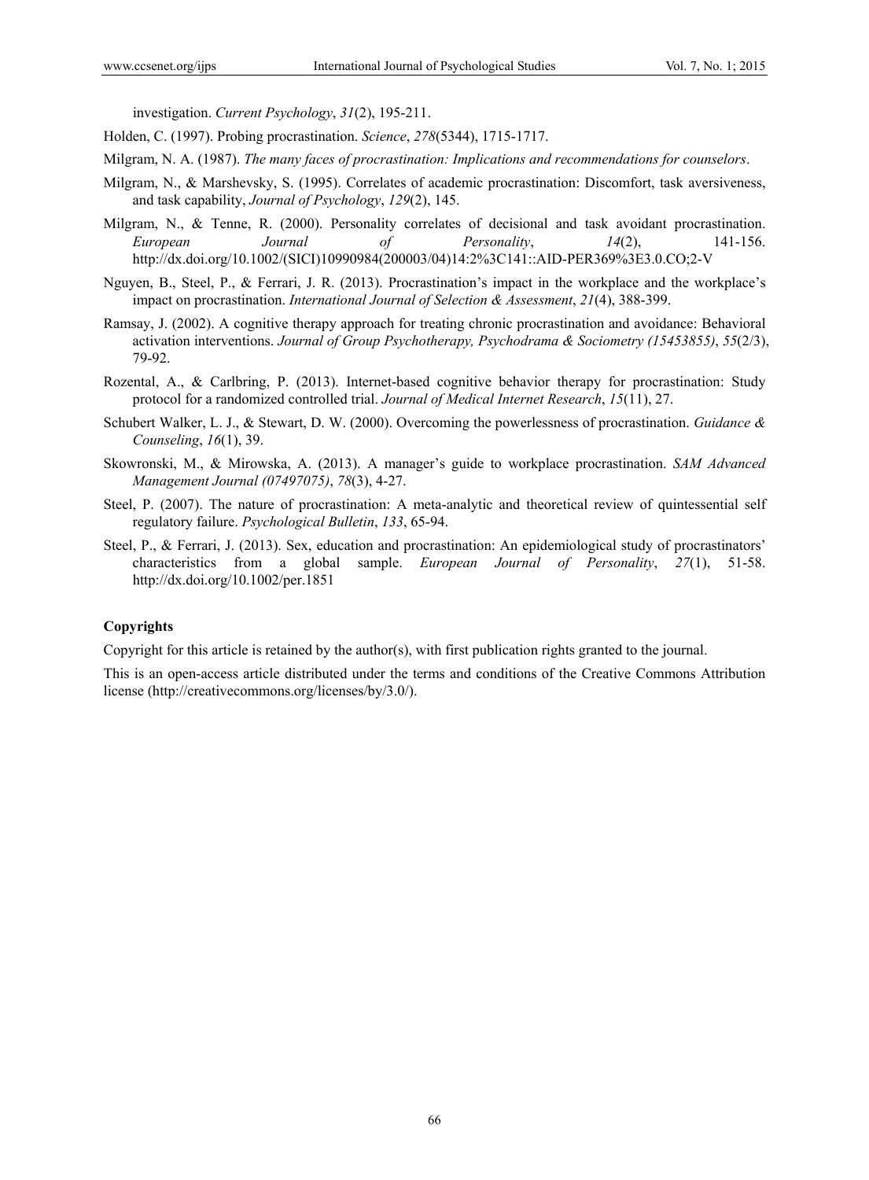investigation. *Current Psychology*, *31*(2), 195-211.

Holden, C. (1997). Probing procrastination. *Science*, *278*(5344), 1715-1717.

Milgram, N. A. (1987). *The many faces of procrastination: Implications and recommendations for counselors*.

Milgram, N., & Marshevsky, S. (1995). Correlates of academic procrastination: Discomfort, task aversiveness, and task capability, *Journal of Psychology*, *129*(2), 145.

Milgram, N., & Tenne, R. (2000). Personality correlates of decisional and task avoidant procrastination. *European Journal of Personality*, *14*(2), 141-156. http://dx.doi.org/10.1002/(SICI)10990984(200003/04)14:2%3C141::AID-PER369%3E3.0.CO;2-V

Nguyen, B., Steel, P., & Ferrari, J. R. (2013). Procrastination's impact in the workplace and the workplace's impact on procrastination. *International Journal of Selection & Assessment*, *21*(4), 388-399.

Ramsay, J. (2002). A cognitive therapy approach for treating chronic procrastination and avoidance: Behavioral activation interventions. *Journal of Group Psychotherapy, Psychodrama & Sociometry (15453855)*, *55*(2/3), 79-92.

Rozental, A., & Carlbring, P. (2013). Internet-based cognitive behavior therapy for procrastination: Study protocol for a randomized controlled trial. *Journal of Medical Internet Research*, *15*(11), 27.

Schubert Walker, L. J., & Stewart, D. W. (2000). Overcoming the powerlessness of procrastination. *Guidance & Counseling*, *16*(1), 39.

Skowronski, M., & Mirowska, A. (2013). A manager's guide to workplace procrastination. *SAM Advanced Management Journal (07497075)*, *78*(3), 4-27.

Steel, P. (2007). The nature of procrastination: A meta-analytic and theoretical review of quintessential self regulatory failure. *Psychological Bulletin*, *133*, 65-94.

Steel, P., & Ferrari, J. (2013). Sex, education and procrastination: An epidemiological study of procrastinators' characteristics from a global sample. *European Journal of Personality*, *27*(1), 51-58. http://dx.doi.org/10.1002/per.1851

**Copyrights**

Copyright for this article is retained by the author(s), with first publication rights granted to the journal.

This is an open-access article distributed under the terms and conditions of the Creative Commons Attribution license (http://creativecommons.org/licenses/by/3.0/).